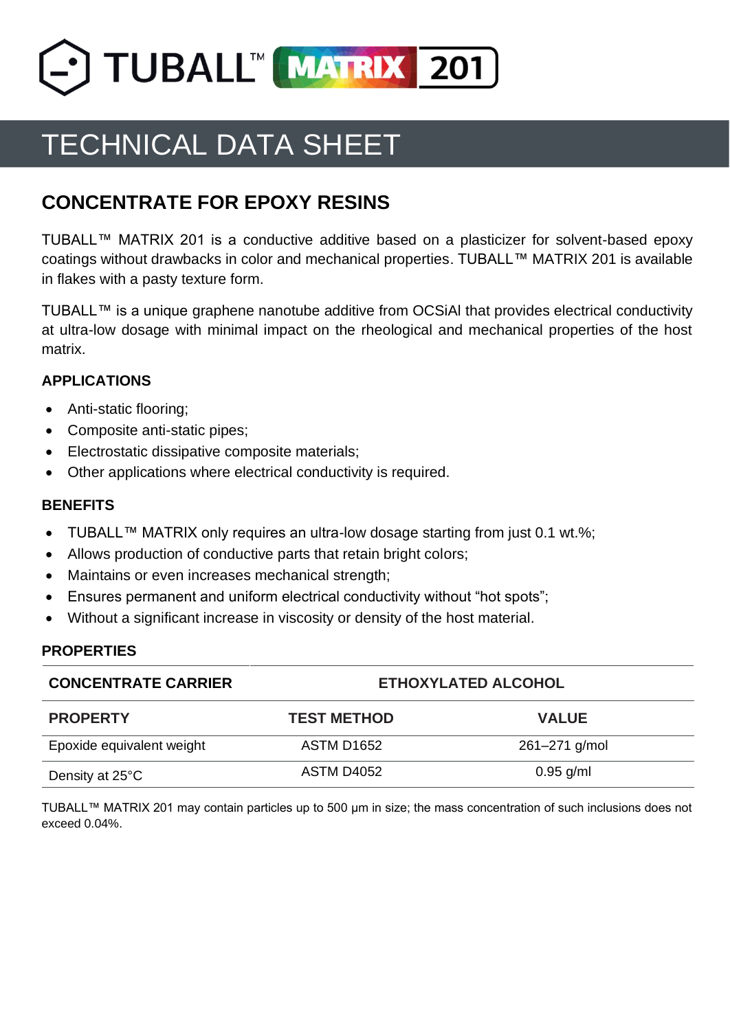# TUBALL™ MATRIX 201

## TECHNICAL DATA SHEET

### CONCENTRATE FOR EPOXY RESINS

TUBALL™ MATRIX 201 is a conductive additive based on a plasticizer for solvent-based epoxy coatings without drawbacks in color and mechanical properties. TUBALL™ MATRIX 201 is available in flakes with a pasty texture form.

TUBALL™ is a unique graphene nanotube additive from OCSiAl that provides electrical conductivity at ultra-low dosage with minimal impact on the rheological and mechanical properties of the host matrix.

#### APPLICATIONS

- Anti-static flooring;
- Composite anti-static pipes;
- Electrostatic dissipative composite materials;
- Other applications where electrical conductivity is required.

#### BENEFITS

- TUBALL™ MATRIX only requires an ultra-low dosage starting from just 0.1 wt.%;
- Allows production of conductive parts that retain bright colors;
- Maintains or even increases mechanical strength;
- Ensures permanent and uniform electrical conductivity without "hot spots";
- Without a significant increase in viscosity or density of the host material.

#### PROPERTIES

| CONCENTRATE CARRIER | ETHOXYLATED ALCOHOL | |
|---|---|---|
| **PROPERTY** | **TEST METHOD** | **VALUE** |
| Epoxide equivalent weight | ASTM D1652 | 261–271 g/mol |
| Density at 25°C | ASTM D4052 | 0.95 g/ml |

TUBALL™ MATRIX 201 may contain particles up to 500 μm in size; the mass concentration of such inclusions does not exceed 0.04%.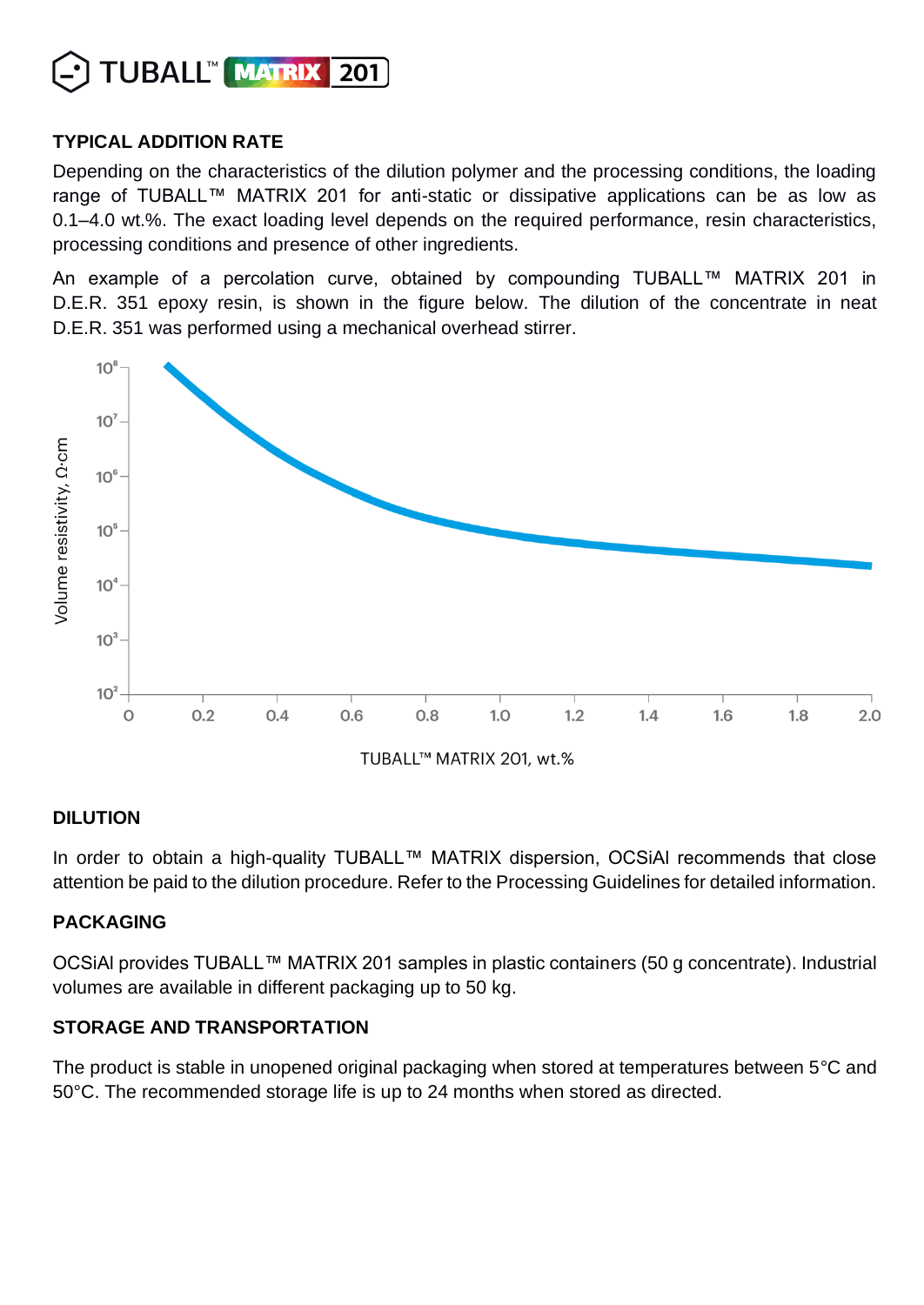TUBALL™ MATRIX 201

## TYPICAL ADDITION RATE

Depending on the characteristics of the dilution polymer and the processing conditions, the loading range of TUBALL™ MATRIX 201 for anti-static or dissipative applications can be as low as 0.1–4.0 wt.%. The exact loading level depends on the required performance, resin characteristics, processing conditions and presence of other ingredients.

An example of a percolation curve, obtained by compounding TUBALL™ MATRIX 201 in D.E.R. 351 epoxy resin, is shown in the figure below. The dilution of the concentrate in neat D.E.R. 351 was performed using a mechanical overhead stirrer.

Volume resistivity, Ω·cm

$10^8$
$10^7$
$10^6$
$10^5$
$10^4$
$10^3$
$10^2$

0 0.2 0.4 0.6 0.8 1.0 1.2 1.4 1.6 1.8 2.0

TUBALL™ MATRIX 201, wt.%

## DILUTION

In order to obtain a high-quality TUBALL™ MATRIX dispersion, OCSiAl recommends that close attention be paid to the dilution procedure. Refer to the Processing Guidelines for detailed information.

## PACKAGING

OCSiAl provides TUBALL™ MATRIX 201 samples in plastic containers (50 g concentrate). Industrial volumes are available in different packaging up to 50 kg.

## STORAGE AND TRANSPORTATION

The product is stable in unopened original packaging when stored at temperatures between 5°C and 50°C. The recommended storage life is up to 24 months when stored as directed.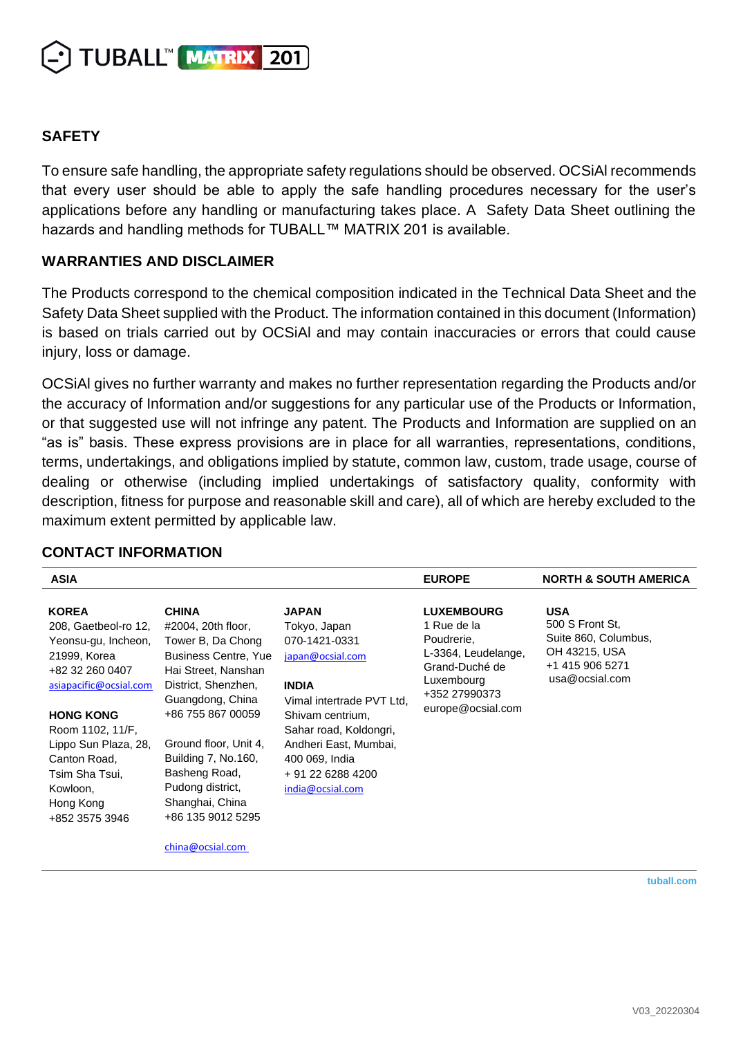## SAFETY

To ensure safe handling, the appropriate safety regulations should be observed. OCSiAl recommends that every user should be able to apply the safe handling procedures necessary for the user's applications before any handling or manufacturing takes place. A Safety Data Sheet outlining the hazards and handling methods for TUBALL™ MATRIX 201 is available.

## WARRANTIES AND DISCLAIMER

The Products correspond to the chemical composition indicated in the Technical Data Sheet and the Safety Data Sheet supplied with the Product. The information contained in this document (Information) is based on trials carried out by OCSiAl and may contain inaccuracies or errors that could cause injury, loss or damage.

OCSiAl gives no further warranty and makes no further representation regarding the Products and/or the accuracy of Information and/or suggestions for any particular use of the Products or Information, or that suggested use will not infringe any patent. The Products and Information are supplied on an "as is" basis. These express provisions are in place for all warranties, representations, conditions, terms, undertakings, and obligations implied by statute, common law, custom, trade usage, course of dealing or otherwise (including implied undertakings of satisfactory quality, conformity with description, fitness for purpose and reasonable skill and care), all of which are hereby excluded to the maximum extent permitted by applicable law.

## CONTACT INFORMATION

### ASIA

**KOREA**
208, Gaetbeol-ro 12,
Yeonsu-gu, Incheon,
21999, Korea
+82 32 260 0407
asiapacific@ocsial.com

**HONG KONG**
Room 1102, 11/F,
Lippo Sun Plaza, 28,
Canton Road,
Tsim Sha Tsui,
Kowloon,
Hong Kong
+852 3575 3946

**CHINA**
#2004, 20th floor,
Tower B, Da Chong
Business Centre, Yue
Hai Street, Nanshan
District, Shenzhen,
Guangdong, China
+86 755 867 00059

Ground floor, Unit 4,
Building 7, No.160,
Basheng Road,
Pudong district,
Shanghai, China
+86 135 9012 5295

china@ocsial.com

**JAPAN**
Tokyo, Japan
070-1421-0331
japan@ocsial.com

**INDIA**
Vimal intertrade PVT Ltd,
Shivam centrium,
Sahar road, Koldongri,
Andheri East, Mumbai,
400 069, India
+ 91 22 6288 4200
india@ocsial.com

### EUROPE

**LUXEMBOURG**
1 Rue de la
Poudrerie,
L-3364, Leudelange,
Grand-Duché de
Luxembourg
+352 27990373
europe@ocsial.com

### NORTH & SOUTH AMERICA

**USA**
500 S Front St,
Suite 860, Columbus,
OH 43215, USA
+1 415 906 5271
usa@ocsial.com

tuball.com

V03_20220304